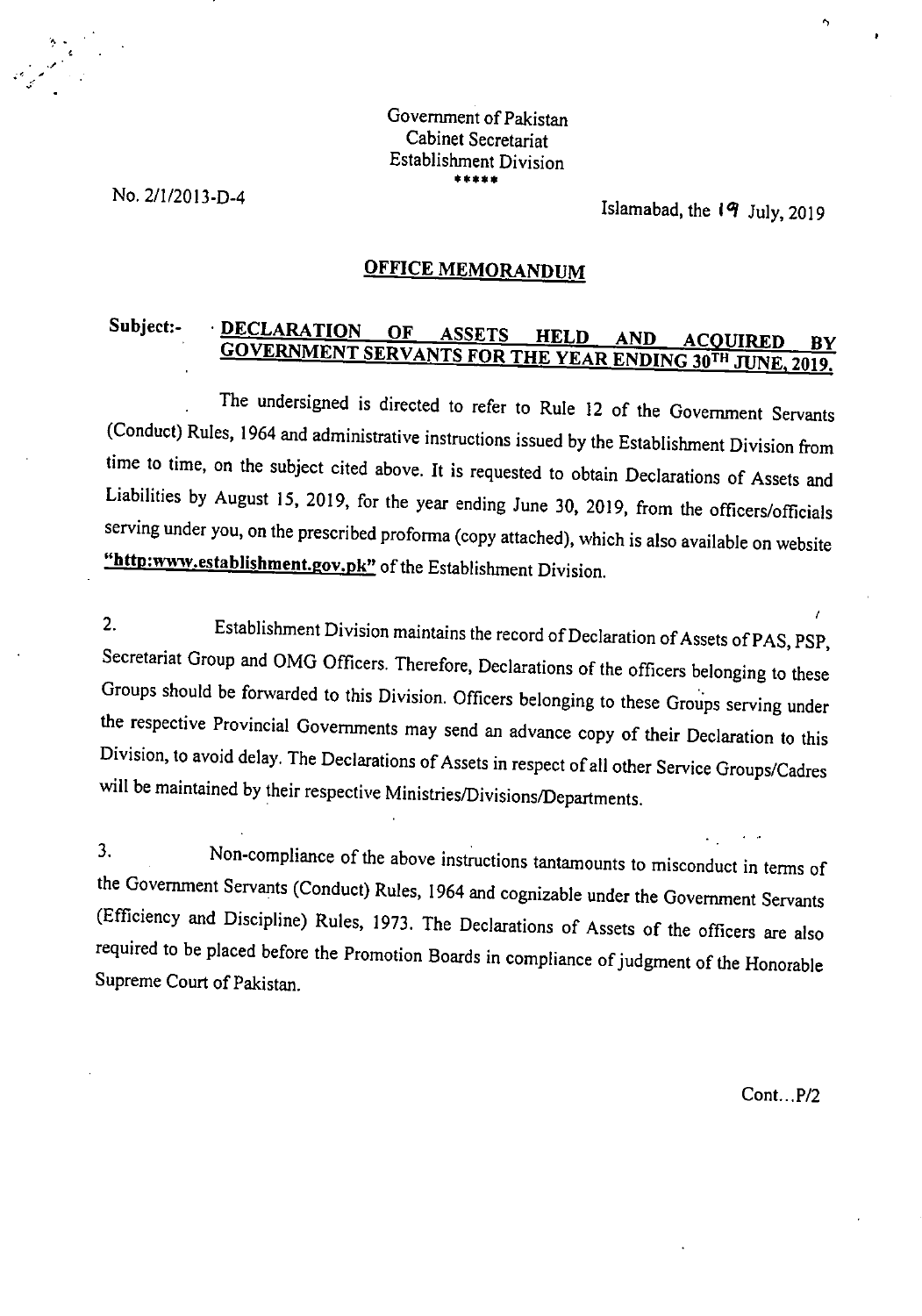Government of Pakistan
Cabinet Secretariat
Establishment Division
\*\*\*\*\*

No. 2/1/2013-D-4

Islamabad, the 19 July, 2019

## OFFICE MEMORANDUM

**Subject:- DECLARATION OF ASSETS HELD AND ACQUIRED BY GOVERNMENT SERVANTS FOR THE YEAR ENDING 30TH JUNE, 2019.**

The undersigned is directed to refer to Rule 12 of the Government Servants (Conduct) Rules, 1964 and administrative instructions issued by the Establishment Division from time to time, on the subject cited above. It is requested to obtain Declarations of Assets and Liabilities by August 15, 2019, for the year ending June 30, 2019, from the officers/officials serving under you, on the prescribed proforma (copy attached), which is also available on website **"http:www.establishment.gov.pk"** of the Establishment Division.

2. Establishment Division maintains the record of Declaration of Assets of PAS, PSP, Secretariat Group and OMG Officers. Therefore, Declarations of the officers belonging to these Groups should be forwarded to this Division. Officers belonging to these Groups serving under the respective Provincial Governments may send an advance copy of their Declaration to this Division, to avoid delay. The Declarations of Assets in respect of all other Service Groups/Cadres will be maintained by their respective Ministries/Divisions/Departments.

3. Non-compliance of the above instructions tantamounts to misconduct in terms of the Government Servants (Conduct) Rules, 1964 and cognizable under the Government Servants (Efficiency and Discipline) Rules, 1973. The Declarations of Assets of the officers are also required to be placed before the Promotion Boards in compliance of judgment of the Honorable Supreme Court of Pakistan.

Cont…P/2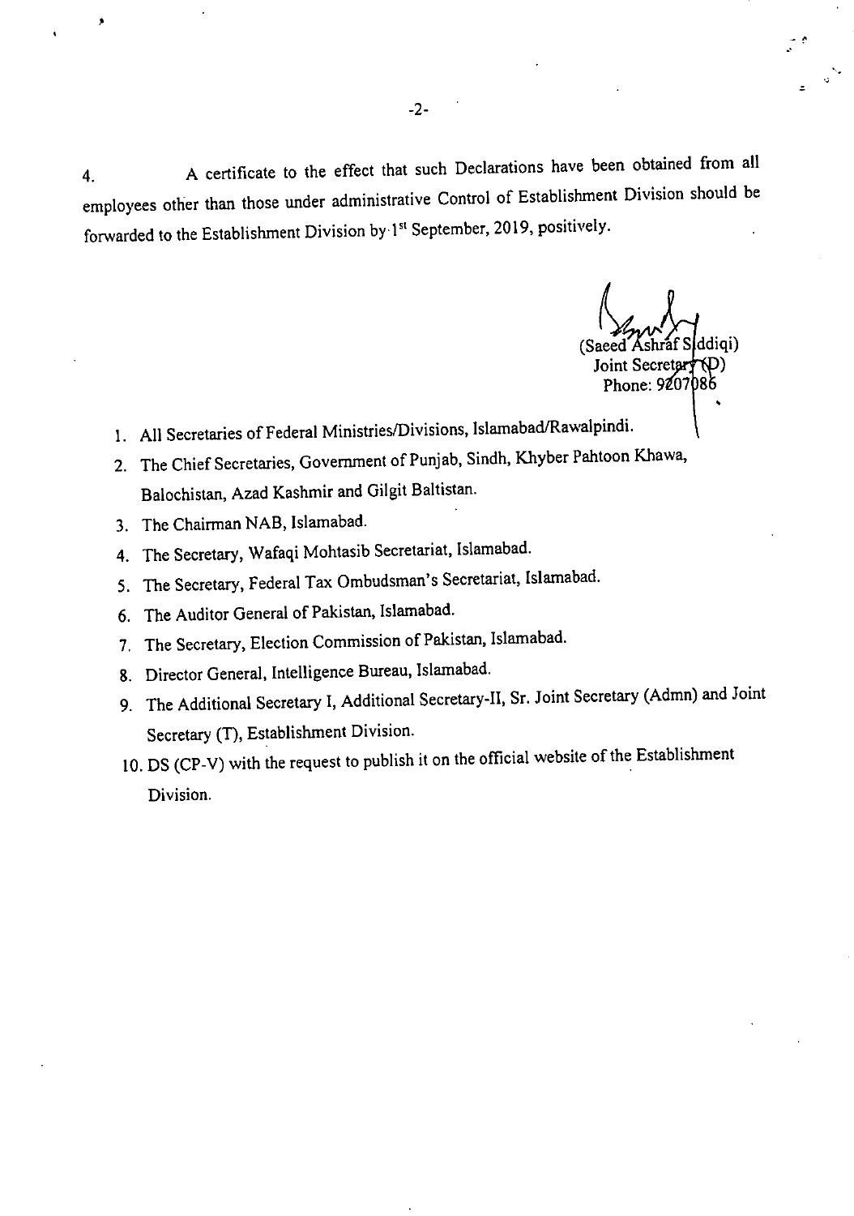4. A certificate to the effect that such Declarations have been obtained from all employees other than those under administrative Control of Establishment Division should be forwarded to the Establishment Division by 1st September, 2019, positively.

(Saeed Ashraf Siddiqi)
Joint Secretary (D)
Phone: 9207086

1. All Secretaries of Federal Ministries/Divisions, Islamabad/Rawalpindi.
2. The Chief Secretaries, Government of Punjab, Sindh, Khyber Pahtoon Khawa, Balochistan, Azad Kashmir and Gilgit Baltistan.
3. The Chairman NAB, Islamabad.
4. The Secretary, Wafaqi Mohtasib Secretariat, Islamabad.
5. The Secretary, Federal Tax Ombudsman's Secretariat, Islamabad.
6. The Auditor General of Pakistan, Islamabad.
7. The Secretary, Election Commission of Pakistan, Islamabad.
8. Director General, Intelligence Bureau, Islamabad.
9. The Additional Secretary I, Additional Secretary-II, Sr. Joint Secretary (Admn) and Joint Secretary (T), Establishment Division.
10. DS (CP-V) with the request to publish it on the official website of the Establishment Division.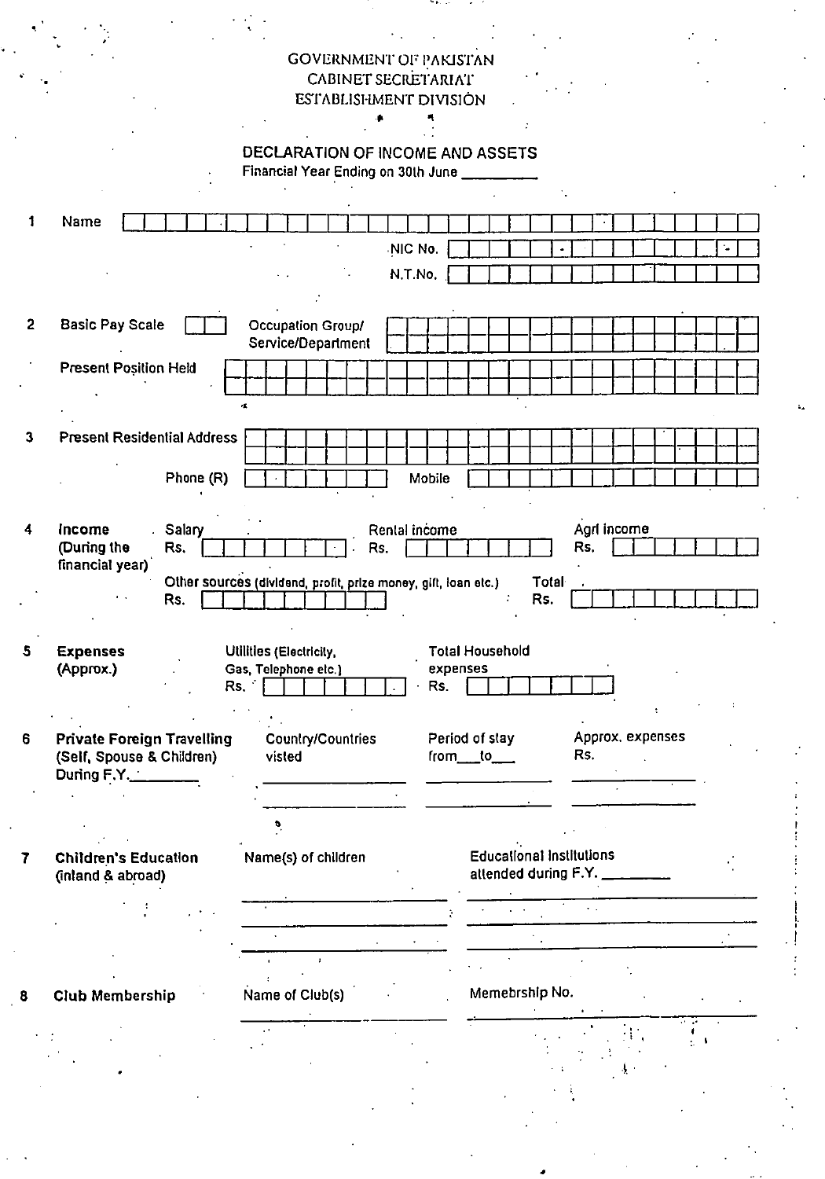GOVERNMENT OF PAKISTAN
CABINET SECRETARIAT
ESTABLISHMENT DIVISION

## DECLARATION OF INCOME AND ASSETS

Financial Year Ending on 30th June __________

**1** Name ____________________

NIC No. ____________________

N.T.No. ____________________

**2** Basic Pay Scale ____ Occupation Group/ Service/Department ____________________

Present Position Held ____________________

**3** Present Residential Address ____________________

Phone (R) ____________ Mobile ____________

**4** **Income (During the financial year)**

Salary Rs. ____________ Rental income Rs. ____________ Agri income Rs. ____________

Other sources (dividend, profit, prize money, gift, loan etc.) Rs. ____________ Total Rs. ____________

**5** **Expenses (Approx.)**

Utilities (Electricity, Gas, Telephone etc.) Rs. ____________ Total Household expenses Rs. ____________

**6** **Private Foreign Travelling (Self, Spouse & Children) During F.Y.________**

| Country/Countries visted | Period of stay from___to___ | Approx. expenses Rs. |
|---|---|---|
| | | |
| | | |

**7** **Children's Education (inland & abroad)**

| Name(s) of children | Educational institutions attended during F.Y. ________ |
|---|---|
| | |
| | |
| | |

**8** **Club Membership**

| Name of Club(s) | Memebrship No. |
|---|---|
| | |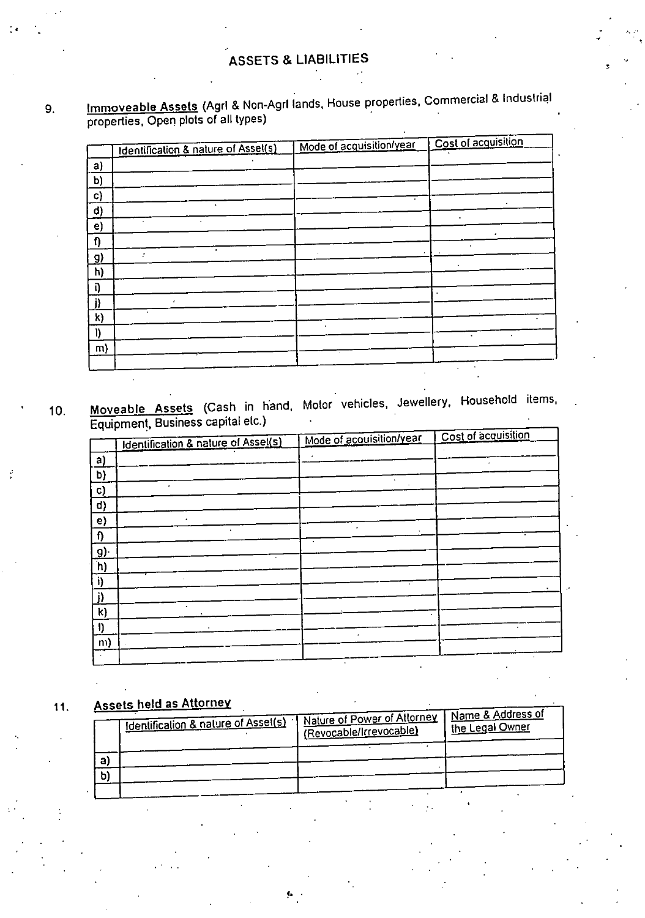# ASSETS & LIABILITIES

9. **Immoveable Assets** (Agrl & Non-Agrl lands, House properties, Commercial & Industrial properties, Open plots of all types)

| | Identification & nature of Asset(s) | Mode of acquisition/year | Cost of acquisition |
|---|---|---|---|
| a) | | | |
| b) | | | |
| c) | | | |
| d) | | | |
| e) | | | |
| f) | | | |
| g) | | | |
| h) | | | |
| i) | | | |
| j) | | | |
| k) | | | |
| l) | | | |
| m) | | | |
| | | | |

10. **Moveable Assets** (Cash in hand, Motor vehicles, Jewellery, Household items, Equipment, Business capital etc.)

| | Identification & nature of Asset(s) | Mode of acquisition/year | Cost of acquisition |
|---|---|---|---|
| a) | | | |
| b) | | | |
| c) | | | |
| d) | | | |
| e) | | | |
| f) | | | |
| g) | | | |
| h) | | | |
| i) | | | |
| j) | | | |
| k) | | | |
| l) | | | |
| m) | | | |
| | | | |

11. **Assets held as Attorney**

| | Identification & nature of Asset(s) | Nature of Power of Attorney (Revocable/Irrevocable) | Name & Address of the Legal Owner |
|---|---|---|---|
| a) | | | |
| b) | | | |
| | | | |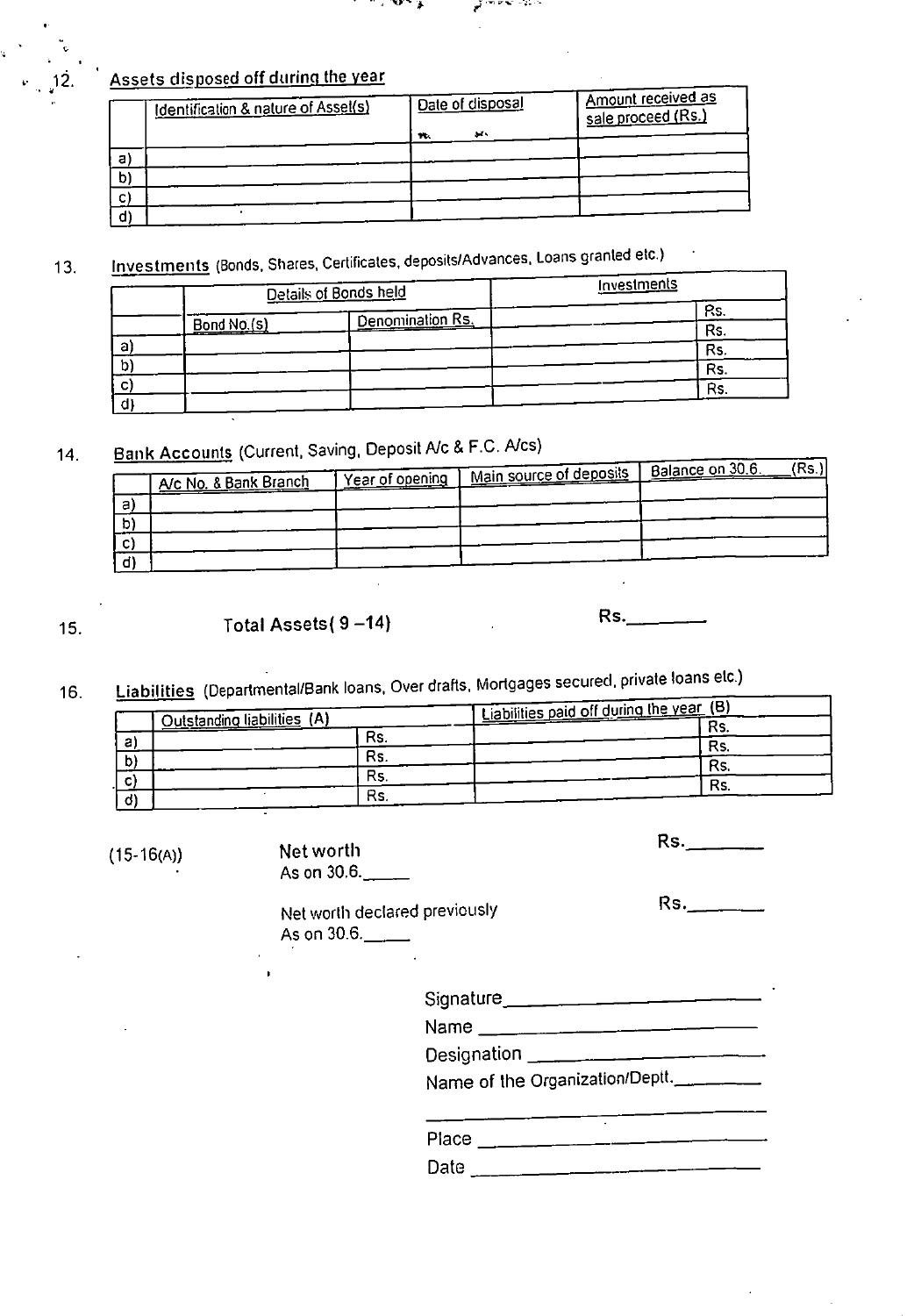12. **Assets disposed off during the year**

| | Identification & nature of Asset(s) | Date of disposal | Amount received as sale proceed (Rs.) |
|---|---|---|---|
| a) | | | |
| b) | | | |
| c) | | | |
| d) | | | |

13. **Investments** (Bonds, Shares, Certificates, deposits/Advances, Loans granted etc.)

| | Details of Bonds held | | Investments | |
|---|---|---|---|---|
| | Bond No.(s) | Denomination Rs. | | Rs. |
| | | | | Rs. |
| a) | | | | Rs. |
| b) | | | | Rs. |
| c) | | | | Rs. |
| d) | | | | |

14. **Bank Accounts** (Current, Saving, Deposit A/c & F.C. A/cs)

| | A/c No. & Bank Branch | Year of opening | Main source of deposits | Balance on 30.6. (Rs.) |
|---|---|---|---|---|
| a) | | | | |
| b) | | | | |
| c) | | | | |
| d) | | | | |

15. **Total Assets( 9 –14)** Rs.________

16. **Liabilities** (Departmental/Bank loans, Over drafts, Mortgages secured, private loans etc.)

| | Outstanding liabilities (A) | | Liabilities paid off during the year (B) | |
|---|---|---|---|---|
| a) | | Rs. | | Rs. |
| b) | | Rs. | | Rs. |
| c) | | Rs. | | Rs. |
| d) | | Rs. | | Rs. |

(15-16(A)) Net worth As on 30.6._____ Rs.________

Net worth declared previously As on 30.6._____ Rs.________

Signature____________________

Name ____________________

Designation ____________________

Name of the Organization/Deptt.__________

____________________

Place ____________________

Date ____________________